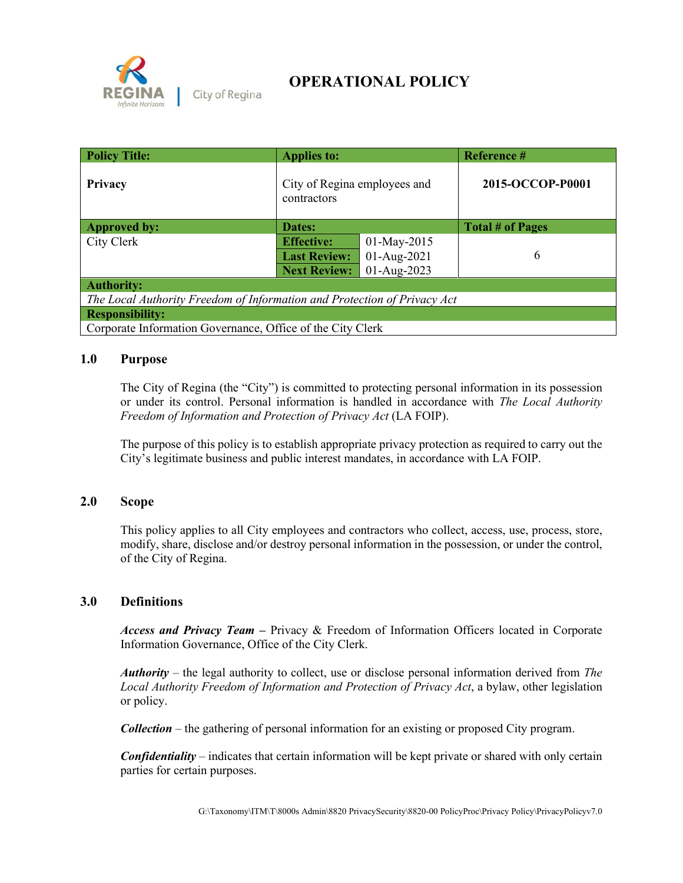REGINA | City of Regina

# OPERATIONAL POLICY

| Policy Title: | Applies to: | | Reference # |
|---|---|---|---|
| **Privacy** | City of Regina employees and contractors | | **2015-OCCOP-P0001** |
| **Approved by:** | **Dates:** | | **Total # of Pages** |
| City Clerk | **Effective:** | 01-May-2015 | 6 |
| | **Last Review:** | 01-Aug-2021 | |
| | **Next Review:** | 01-Aug-2023 | |
| **Authority:** | | | |
| *The Local Authority Freedom of Information and Protection of Privacy Act* | | | |
| **Responsibility:** | | | |
| Corporate Information Governance, Office of the City Clerk | | | |

## 1.0 Purpose

The City of Regina (the "City") is committed to protecting personal information in its possession or under its control. Personal information is handled in accordance with *The Local Authority Freedom of Information and Protection of Privacy Act* (LA FOIP).

The purpose of this policy is to establish appropriate privacy protection as required to carry out the City's legitimate business and public interest mandates, in accordance with LA FOIP.

## 2.0 Scope

This policy applies to all City employees and contractors who collect, access, use, process, store, modify, share, disclose and/or destroy personal information in the possession, or under the control, of the City of Regina.

## 3.0 Definitions

***Access and Privacy Team*** – Privacy & Freedom of Information Officers located in Corporate Information Governance, Office of the City Clerk.

***Authority*** – the legal authority to collect, use or disclose personal information derived from *The Local Authority Freedom of Information and Protection of Privacy Act*, a bylaw, other legislation or policy.

***Collection*** – the gathering of personal information for an existing or proposed City program.

***Confidentiality*** – indicates that certain information will be kept private or shared with only certain parties for certain purposes.

G:\Taxonomy\ITM\T\8000s Admin\8820 PrivacySecurity\8820-00 PolicyProc\Privacy Policy\PrivacyPolicyv7.0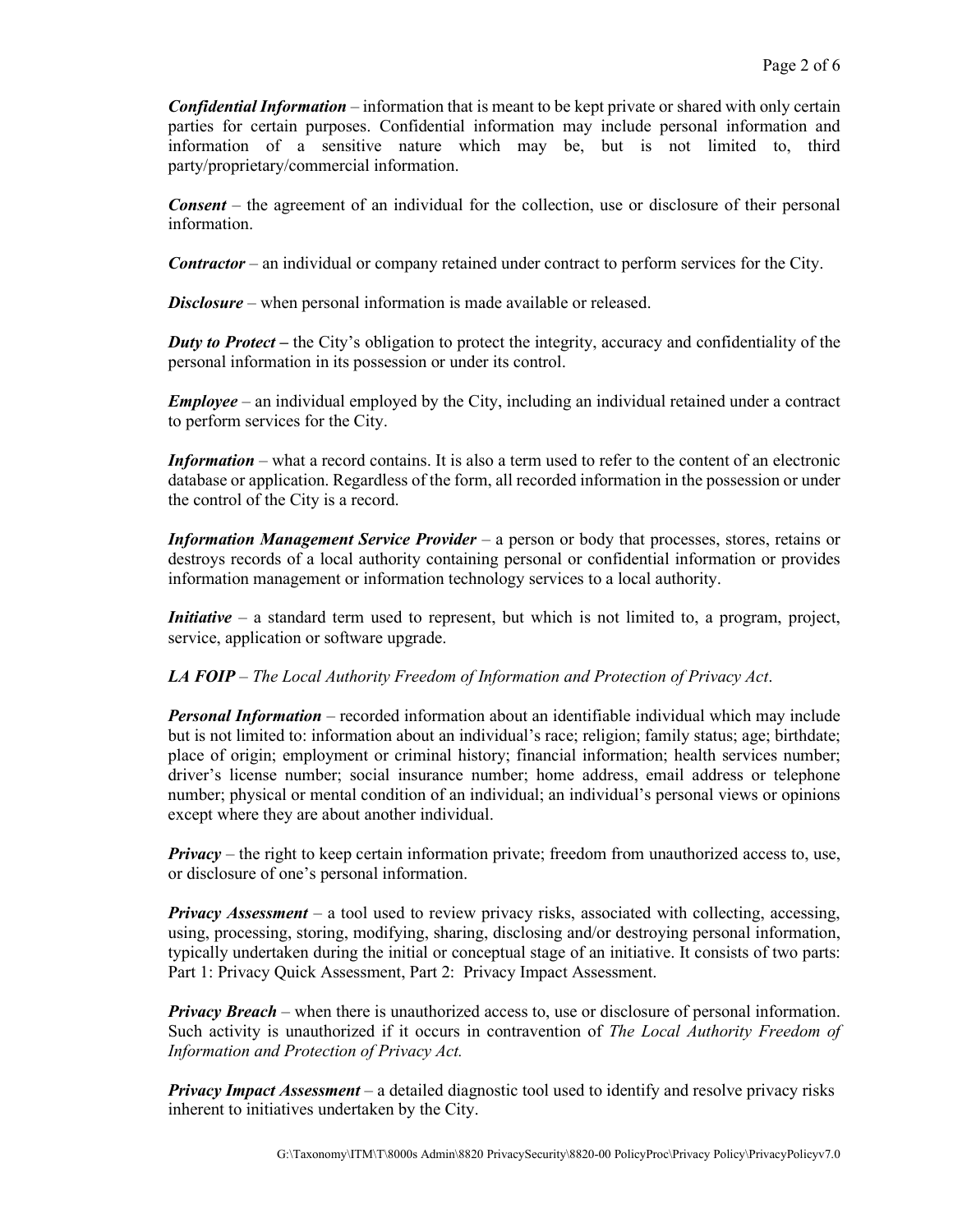***Confidential Information*** – information that is meant to be kept private or shared with only certain parties for certain purposes. Confidential information may include personal information and information of a sensitive nature which may be, but is not limited to, third party/proprietary/commercial information.

***Consent*** – the agreement of an individual for the collection, use or disclosure of their personal information.

***Contractor*** – an individual or company retained under contract to perform services for the City.

***Disclosure*** – when personal information is made available or released.

***Duty to Protect*** **–** the City's obligation to protect the integrity, accuracy and confidentiality of the personal information in its possession or under its control.

***Employee*** – an individual employed by the City, including an individual retained under a contract to perform services for the City.

***Information*** – what a record contains. It is also a term used to refer to the content of an electronic database or application. Regardless of the form, all recorded information in the possession or under the control of the City is a record.

***Information Management Service Provider*** – a person or body that processes, stores, retains or destroys records of a local authority containing personal or confidential information or provides information management or information technology services to a local authority.

***Initiative*** – a standard term used to represent, but which is not limited to, a program, project, service, application or software upgrade.

***LA FOIP*** – *The Local Authority Freedom of Information and Protection of Privacy Act*.

***Personal Information*** – recorded information about an identifiable individual which may include but is not limited to: information about an individual's race; religion; family status; age; birthdate; place of origin; employment or criminal history; financial information; health services number; driver's license number; social insurance number; home address, email address or telephone number; physical or mental condition of an individual; an individual's personal views or opinions except where they are about another individual.

***Privacy*** – the right to keep certain information private; freedom from unauthorized access to, use, or disclosure of one's personal information.

***Privacy Assessment*** – a tool used to review privacy risks, associated with collecting, accessing, using, processing, storing, modifying, sharing, disclosing and/or destroying personal information, typically undertaken during the initial or conceptual stage of an initiative. It consists of two parts: Part 1: Privacy Quick Assessment, Part 2: Privacy Impact Assessment.

***Privacy Breach*** – when there is unauthorized access to, use or disclosure of personal information. Such activity is unauthorized if it occurs in contravention of *The Local Authority Freedom of Information and Protection of Privacy Act.*

***Privacy Impact Assessment*** – a detailed diagnostic tool used to identify and resolve privacy risks inherent to initiatives undertaken by the City.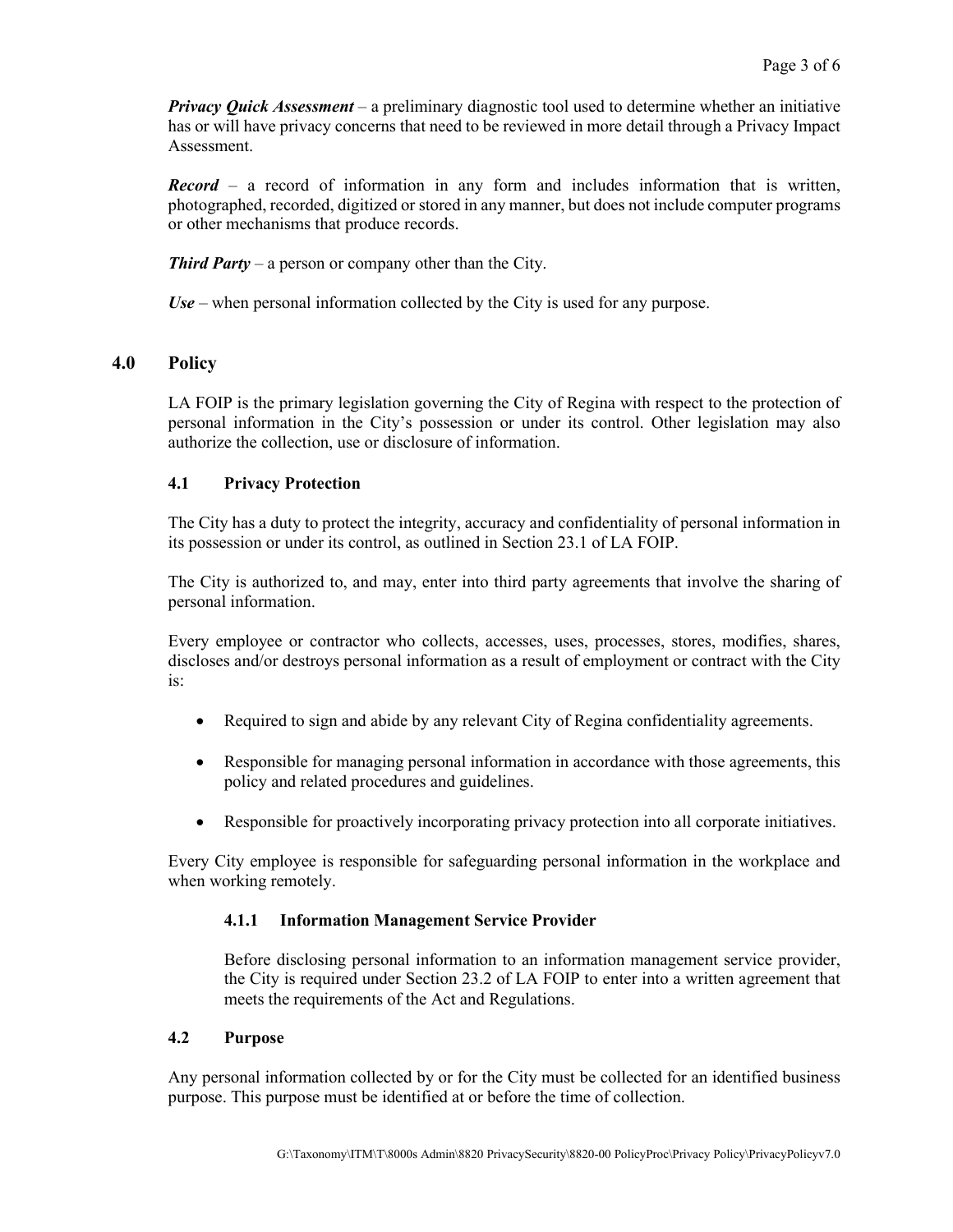***Privacy Quick Assessment*** – a preliminary diagnostic tool used to determine whether an initiative has or will have privacy concerns that need to be reviewed in more detail through a Privacy Impact Assessment.

***Record*** – a record of information in any form and includes information that is written, photographed, recorded, digitized or stored in any manner, but does not include computer programs or other mechanisms that produce records.

***Third Party*** – a person or company other than the City.

***Use*** – when personal information collected by the City is used for any purpose.

## 4.0 Policy

LA FOIP is the primary legislation governing the City of Regina with respect to the protection of personal information in the City's possession or under its control. Other legislation may also authorize the collection, use or disclosure of information.

### 4.1 Privacy Protection

The City has a duty to protect the integrity, accuracy and confidentiality of personal information in its possession or under its control, as outlined in Section 23.1 of LA FOIP.

The City is authorized to, and may, enter into third party agreements that involve the sharing of personal information.

Every employee or contractor who collects, accesses, uses, processes, stores, modifies, shares, discloses and/or destroys personal information as a result of employment or contract with the City is:

- Required to sign and abide by any relevant City of Regina confidentiality agreements.
- Responsible for managing personal information in accordance with those agreements, this policy and related procedures and guidelines.
- Responsible for proactively incorporating privacy protection into all corporate initiatives.

Every City employee is responsible for safeguarding personal information in the workplace and when working remotely.

#### 4.1.1 Information Management Service Provider

Before disclosing personal information to an information management service provider, the City is required under Section 23.2 of LA FOIP to enter into a written agreement that meets the requirements of the Act and Regulations.

### 4.2 Purpose

Any personal information collected by or for the City must be collected for an identified business purpose. This purpose must be identified at or before the time of collection.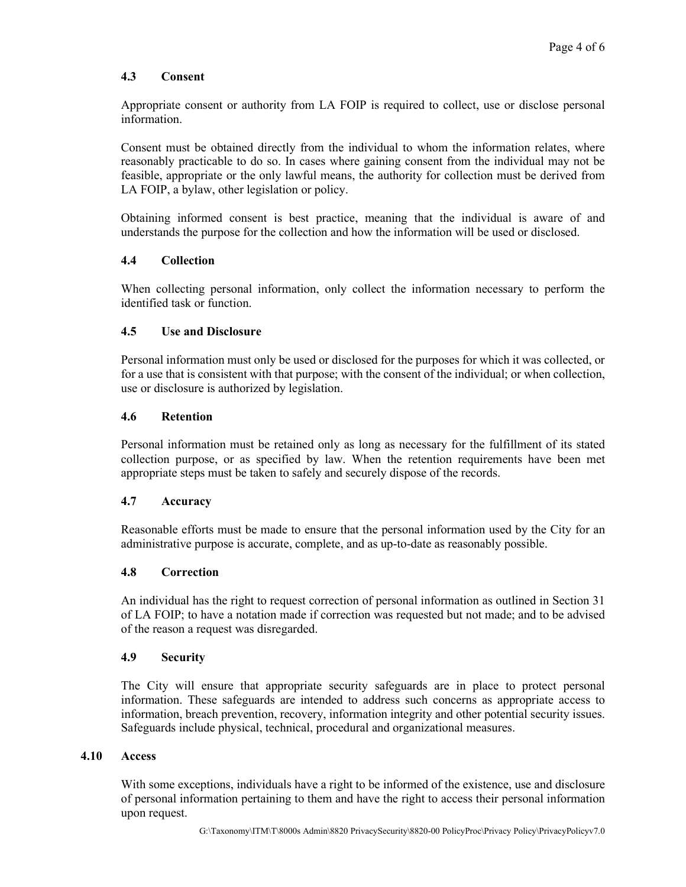### 4.3 Consent

Appropriate consent or authority from LA FOIP is required to collect, use or disclose personal information.

Consent must be obtained directly from the individual to whom the information relates, where reasonably practicable to do so. In cases where gaining consent from the individual may not be feasible, appropriate or the only lawful means, the authority for collection must be derived from LA FOIP, a bylaw, other legislation or policy.

Obtaining informed consent is best practice, meaning that the individual is aware of and understands the purpose for the collection and how the information will be used or disclosed.

### 4.4 Collection

When collecting personal information, only collect the information necessary to perform the identified task or function.

### 4.5 Use and Disclosure

Personal information must only be used or disclosed for the purposes for which it was collected, or for a use that is consistent with that purpose; with the consent of the individual; or when collection, use or disclosure is authorized by legislation.

### 4.6 Retention

Personal information must be retained only as long as necessary for the fulfillment of its stated collection purpose, or as specified by law. When the retention requirements have been met appropriate steps must be taken to safely and securely dispose of the records.

### 4.7 Accuracy

Reasonable efforts must be made to ensure that the personal information used by the City for an administrative purpose is accurate, complete, and as up-to-date as reasonably possible.

### 4.8 Correction

An individual has the right to request correction of personal information as outlined in Section 31 of LA FOIP; to have a notation made if correction was requested but not made; and to be advised of the reason a request was disregarded.

### 4.9 Security

The City will ensure that appropriate security safeguards are in place to protect personal information. These safeguards are intended to address such concerns as appropriate access to information, breach prevention, recovery, information integrity and other potential security issues. Safeguards include physical, technical, procedural and organizational measures.

### 4.10 Access

With some exceptions, individuals have a right to be informed of the existence, use and disclosure of personal information pertaining to them and have the right to access their personal information upon request.

G:\Taxonomy\ITM\T\8000s Admin\8820 PrivacySecurity\8820-00 PolicyProc\Privacy Policy\PrivacyPolicyv7.0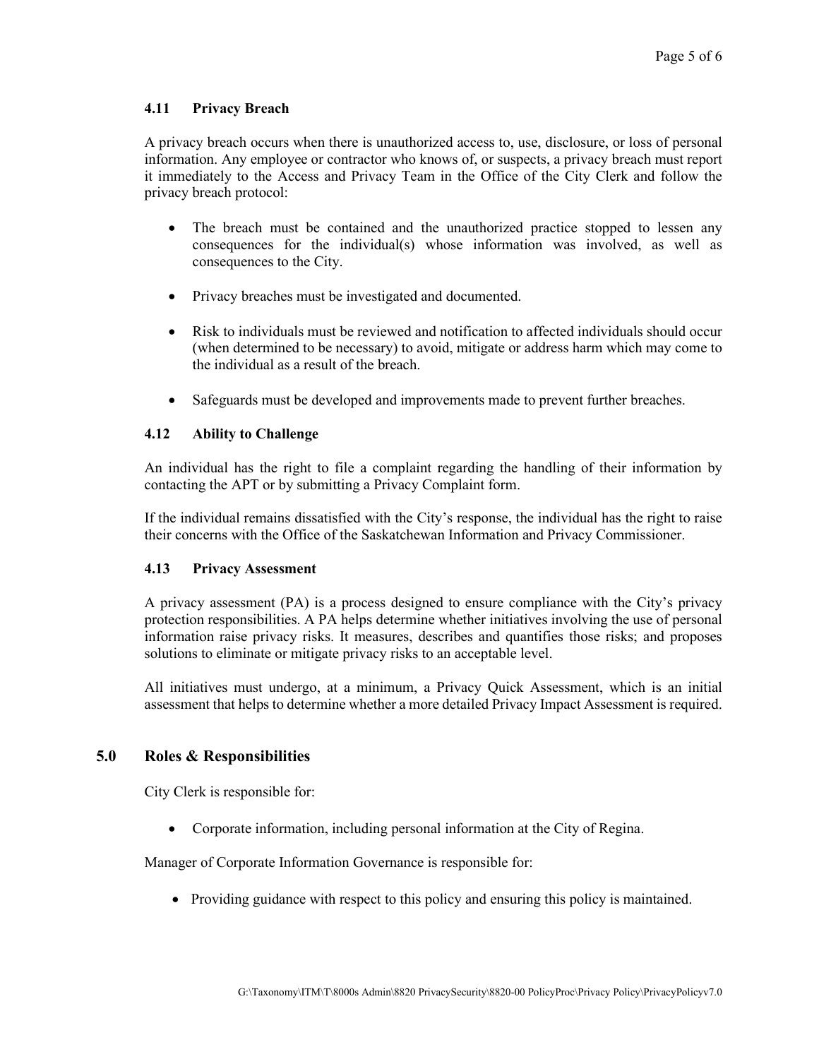### 4.11 Privacy Breach

A privacy breach occurs when there is unauthorized access to, use, disclosure, or loss of personal information. Any employee or contractor who knows of, or suspects, a privacy breach must report it immediately to the Access and Privacy Team in the Office of the City Clerk and follow the privacy breach protocol:

- The breach must be contained and the unauthorized practice stopped to lessen any consequences for the individual(s) whose information was involved, as well as consequences to the City.
- Privacy breaches must be investigated and documented.
- Risk to individuals must be reviewed and notification to affected individuals should occur (when determined to be necessary) to avoid, mitigate or address harm which may come to the individual as a result of the breach.
- Safeguards must be developed and improvements made to prevent further breaches.

### 4.12 Ability to Challenge

An individual has the right to file a complaint regarding the handling of their information by contacting the APT or by submitting a Privacy Complaint form.

If the individual remains dissatisfied with the City's response, the individual has the right to raise their concerns with the Office of the Saskatchewan Information and Privacy Commissioner.

### 4.13 Privacy Assessment

A privacy assessment (PA) is a process designed to ensure compliance with the City's privacy protection responsibilities. A PA helps determine whether initiatives involving the use of personal information raise privacy risks. It measures, describes and quantifies those risks; and proposes solutions to eliminate or mitigate privacy risks to an acceptable level.

All initiatives must undergo, at a minimum, a Privacy Quick Assessment, which is an initial assessment that helps to determine whether a more detailed Privacy Impact Assessment is required.

## 5.0 Roles & Responsibilities

City Clerk is responsible for:

- Corporate information, including personal information at the City of Regina.

Manager of Corporate Information Governance is responsible for:

- Providing guidance with respect to this policy and ensuring this policy is maintained.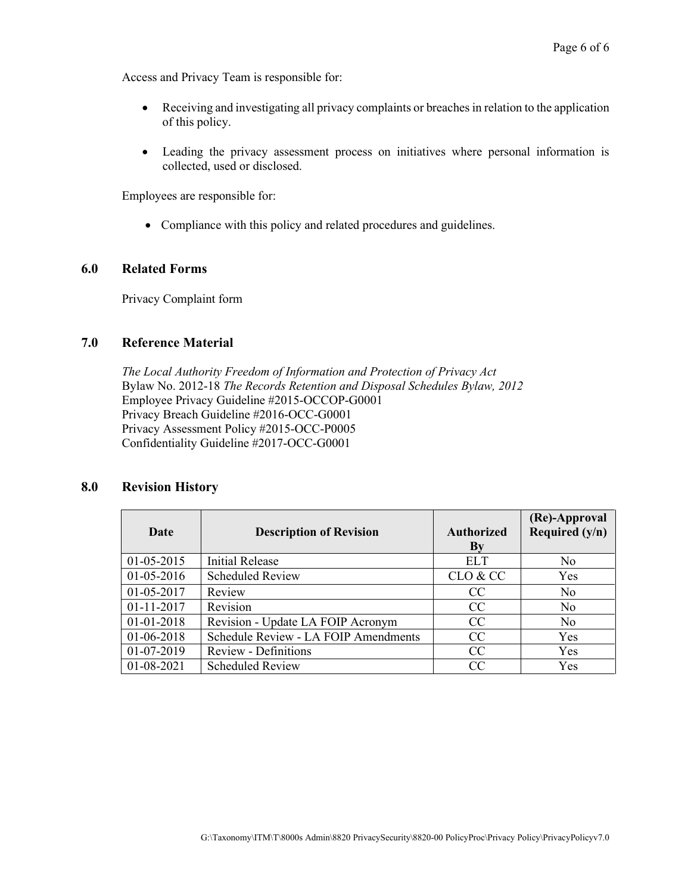Access and Privacy Team is responsible for:

- Receiving and investigating all privacy complaints or breaches in relation to the application of this policy.
- Leading the privacy assessment process on initiatives where personal information is collected, used or disclosed.

Employees are responsible for:

- Compliance with this policy and related procedures and guidelines.

## 6.0 Related Forms

Privacy Complaint form

## 7.0 Reference Material

*The Local Authority Freedom of Information and Protection of Privacy Act*
Bylaw No. 2012-18 *The Records Retention and Disposal Schedules Bylaw, 2012*
Employee Privacy Guideline #2015-OCCOP-G0001
Privacy Breach Guideline #2016-OCC-G0001
Privacy Assessment Policy #2015-OCC-P0005
Confidentiality Guideline #2017-OCC-G0001

## 8.0 Revision History

| Date | Description of Revision | Authorized By | (Re)-Approval Required (y/n) |
|---|---|---|---|
| 01-05-2015 | Initial Release | ELT | No |
| 01-05-2016 | Scheduled Review | CLO & CC | Yes |
| 01-05-2017 | Review | CC | No |
| 01-11-2017 | Revision | CC | No |
| 01-01-2018 | Revision - Update LA FOIP Acronym | CC | No |
| 01-06-2018 | Schedule Review - LA FOIP Amendments | CC | Yes |
| 01-07-2019 | Review - Definitions | CC | Yes |
| 01-08-2021 | Scheduled Review | CC | Yes |